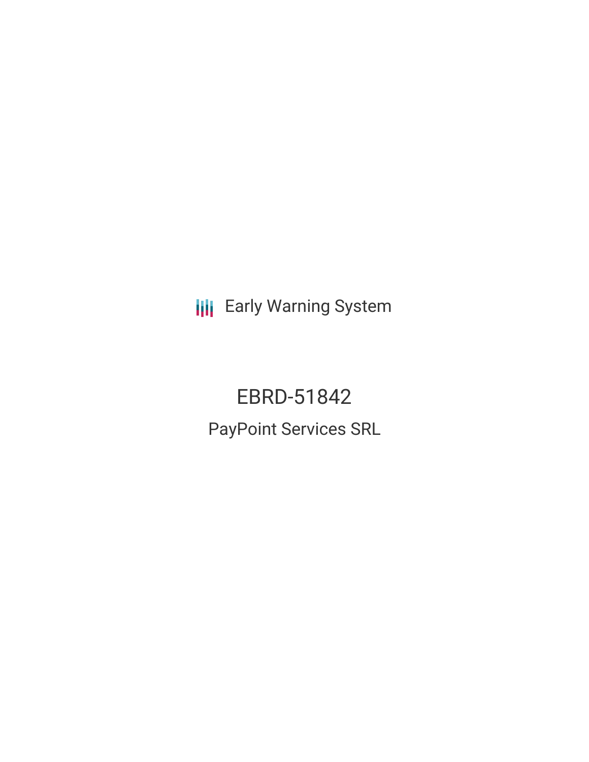Early Warning System

# EBRD-51842

## PayPoint Services SRL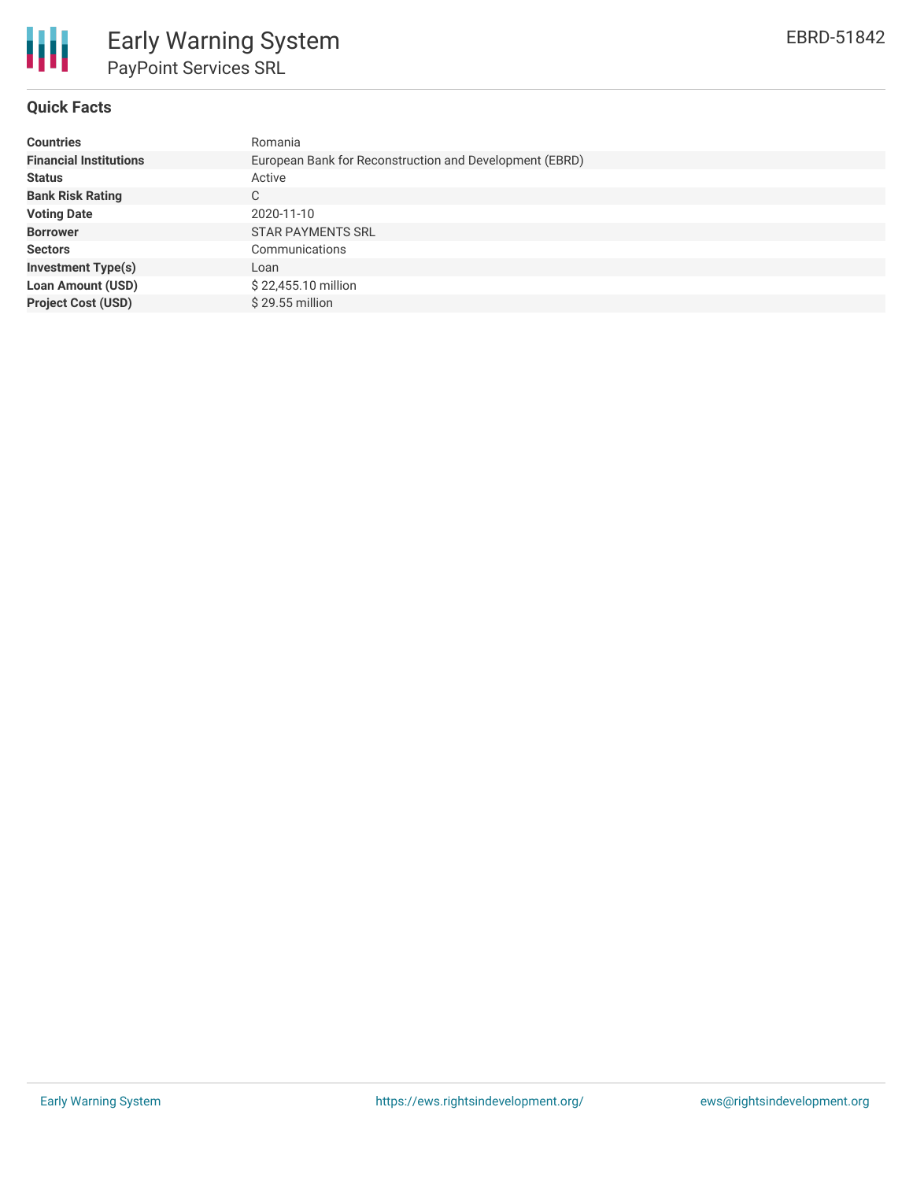# Early Warning System

## PayPoint Services SRL

EBRD-51842

### Quick Facts

| | |
|---|---|
| **Countries** | Romania |
| **Financial Institutions** | European Bank for Reconstruction and Development (EBRD) |
| **Status** | Active |
| **Bank Risk Rating** | C |
| **Voting Date** | 2020-11-10 |
| **Borrower** | STAR PAYMENTS SRL |
| **Sectors** | Communications |
| **Investment Type(s)** | Loan |
| **Loan Amount (USD)** | $ 22,455.10 million |
| **Project Cost (USD)** | $ 29.55 million |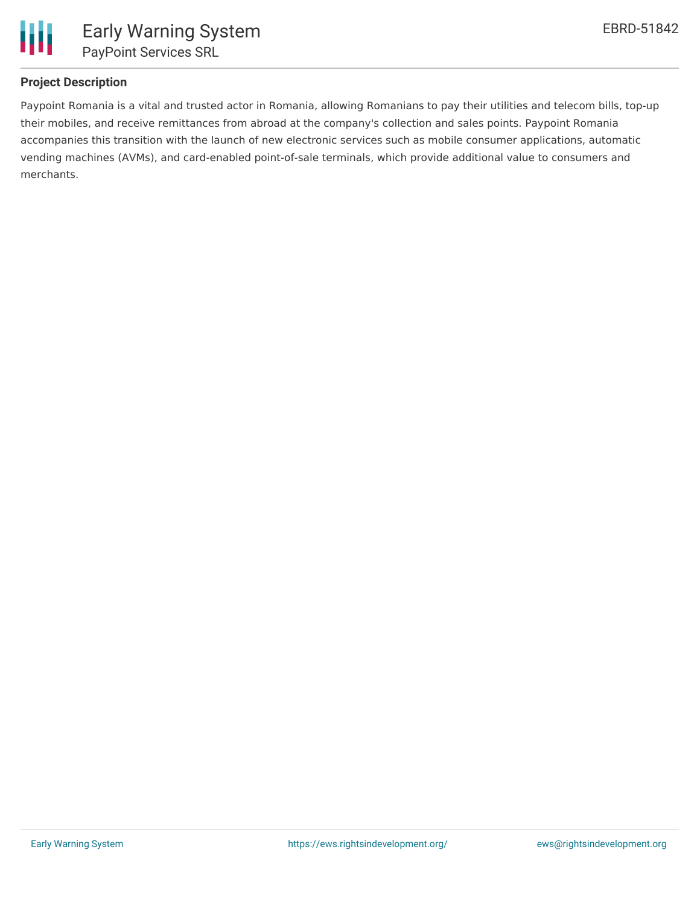## Project Description

Paypoint Romania is a vital and trusted actor in Romania, allowing Romanians to pay their utilities and telecom bills, top-up their mobiles, and receive remittances from abroad at the company's collection and sales points. Paypoint Romania accompanies this transition with the launch of new electronic services such as mobile consumer applications, automatic vending machines (AVMs), and card-enabled point-of-sale terminals, which provide additional value to consumers and merchants.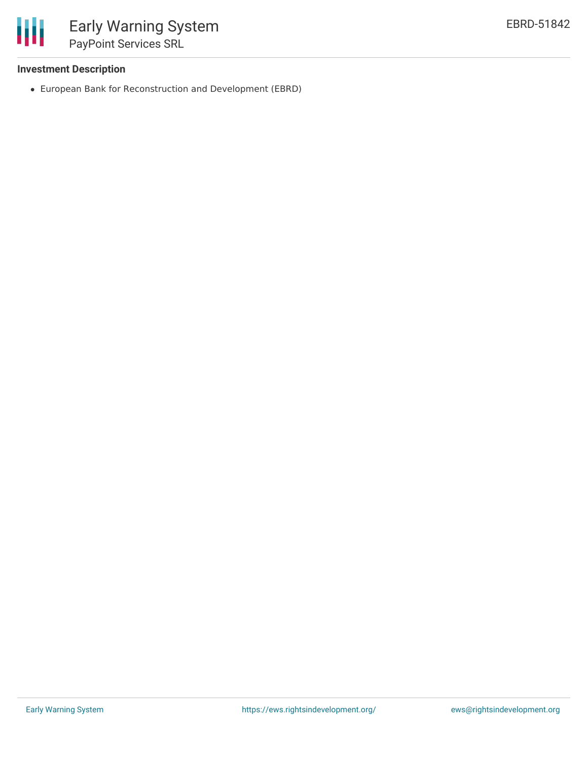**Investment Description**

- European Bank for Reconstruction and Development (EBRD)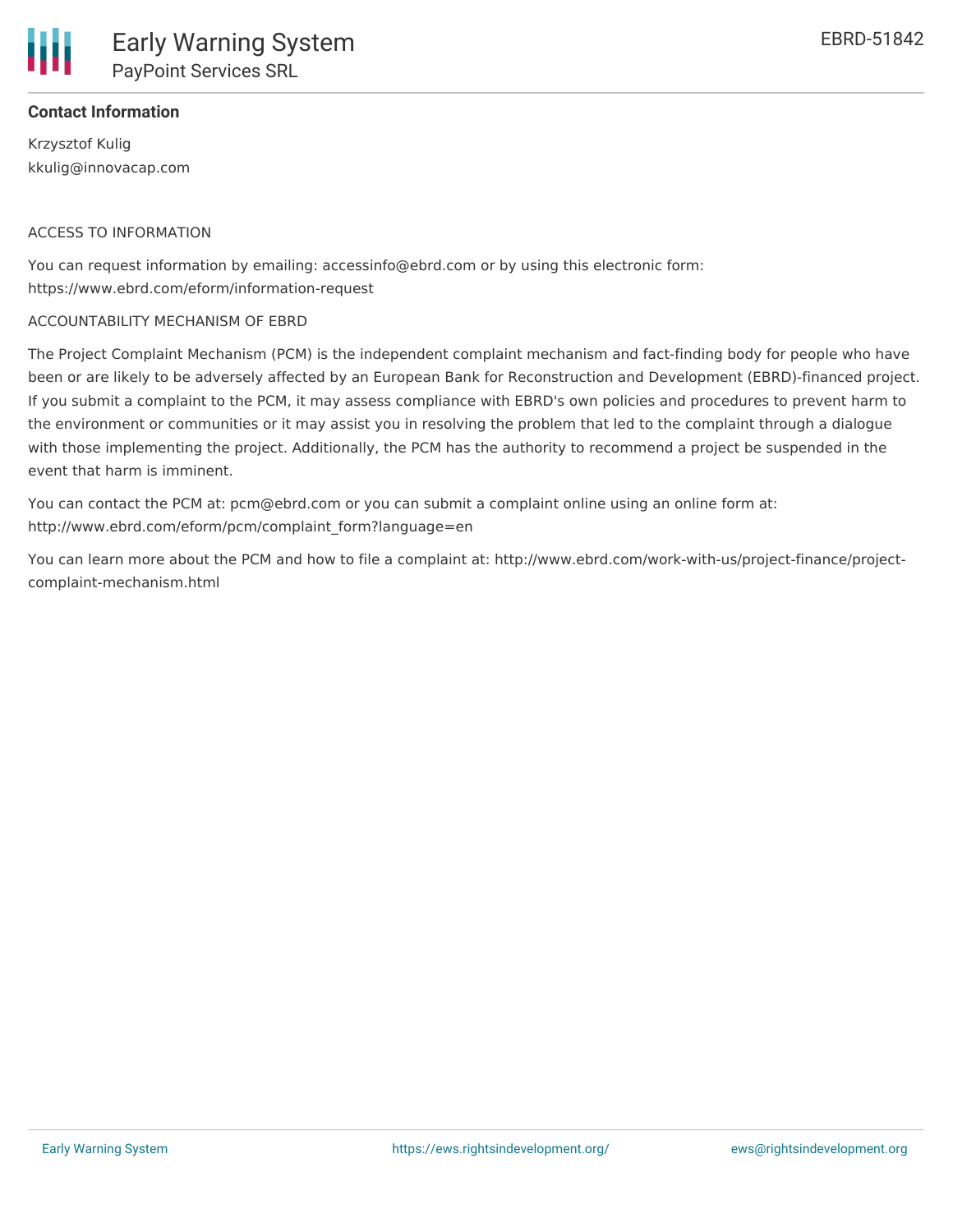**Contact Information**

Krzysztof Kulig
kkulig@innovacap.com

ACCESS TO INFORMATION

You can request information by emailing: accessinfo@ebrd.com or by using this electronic form: https://www.ebrd.com/eform/information-request

ACCOUNTABILITY MECHANISM OF EBRD

The Project Complaint Mechanism (PCM) is the independent complaint mechanism and fact-finding body for people who have been or are likely to be adversely affected by an European Bank for Reconstruction and Development (EBRD)-financed project. If you submit a complaint to the PCM, it may assess compliance with EBRD's own policies and procedures to prevent harm to the environment or communities or it may assist you in resolving the problem that led to the complaint through a dialogue with those implementing the project. Additionally, the PCM has the authority to recommend a project be suspended in the event that harm is imminent.

You can contact the PCM at: pcm@ebrd.com or you can submit a complaint online using an online form at: http://www.ebrd.com/eform/pcm/complaint_form?language=en

You can learn more about the PCM and how to file a complaint at: http://www.ebrd.com/work-with-us/project-finance/project-complaint-mechanism.html